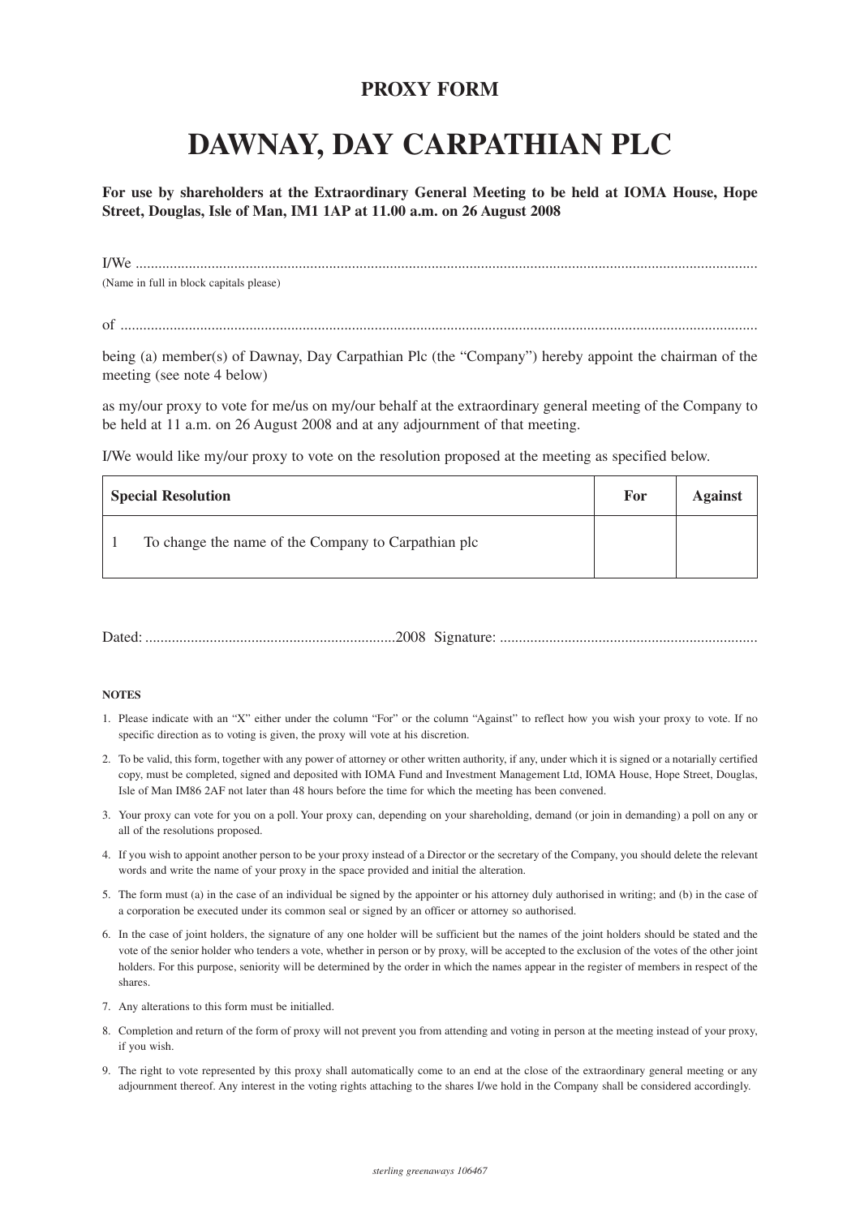**PROXY FORM**

# DAWNAY, DAY CARPATHIAN PLC

**For use by shareholders at the Extraordinary General Meeting to be held at IOMA House, Hope Street, Douglas, Isle of Man, IM1 1AP at 11.00 a.m. on 26 August 2008**

I/We ..........................................................................................................................................................
(Name in full in block capitals please)

of ..............................................................................................................................................................

being (a) member(s) of Dawnay, Day Carpathian Plc (the "Company") hereby appoint the chairman of the meeting (see note 4 below)

as my/our proxy to vote for me/us on my/our behalf at the extraordinary general meeting of the Company to be held at 11 a.m. on 26 August 2008 and at any adjournment of that meeting.

I/We would like my/our proxy to vote on the resolution proposed at the meeting as specified below.

| **Special Resolution** | **For** | **Against** |
|---|---|---|
| 1 To change the name of the Company to Carpathian plc | | |

Dated: .................................................................2008 Signature: ...................................................................

**NOTES**

1. Please indicate with an "X" either under the column "For" or the column "Against" to reflect how you wish your proxy to vote. If no specific direction as to voting is given, the proxy will vote at his discretion.
2. To be valid, this form, together with any power of attorney or other written authority, if any, under which it is signed or a notarially certified copy, must be completed, signed and deposited with IOMA Fund and Investment Management Ltd, IOMA House, Hope Street, Douglas, Isle of Man IM86 2AF not later than 48 hours before the time for which the meeting has been convened.
3. Your proxy can vote for you on a poll. Your proxy can, depending on your shareholding, demand (or join in demanding) a poll on any or all of the resolutions proposed.
4. If you wish to appoint another person to be your proxy instead of a Director or the secretary of the Company, you should delete the relevant words and write the name of your proxy in the space provided and initial the alteration.
5. The form must (a) in the case of an individual be signed by the appointer or his attorney duly authorised in writing; and (b) in the case of a corporation be executed under its common seal or signed by an officer or attorney so authorised.
6. In the case of joint holders, the signature of any one holder will be sufficient but the names of the joint holders should be stated and the vote of the senior holder who tenders a vote, whether in person or by proxy, will be accepted to the exclusion of the votes of the other joint holders. For this purpose, seniority will be determined by the order in which the names appear in the register of members in respect of the shares.
7. Any alterations to this form must be initialled.
8. Completion and return of the form of proxy will not prevent you from attending and voting in person at the meeting instead of your proxy, if you wish.
9. The right to vote represented by this proxy shall automatically come to an end at the close of the extraordinary general meeting or any adjournment thereof. Any interest in the voting rights attaching to the shares I/we hold in the Company shall be considered accordingly.

*sterling greenaways 106467*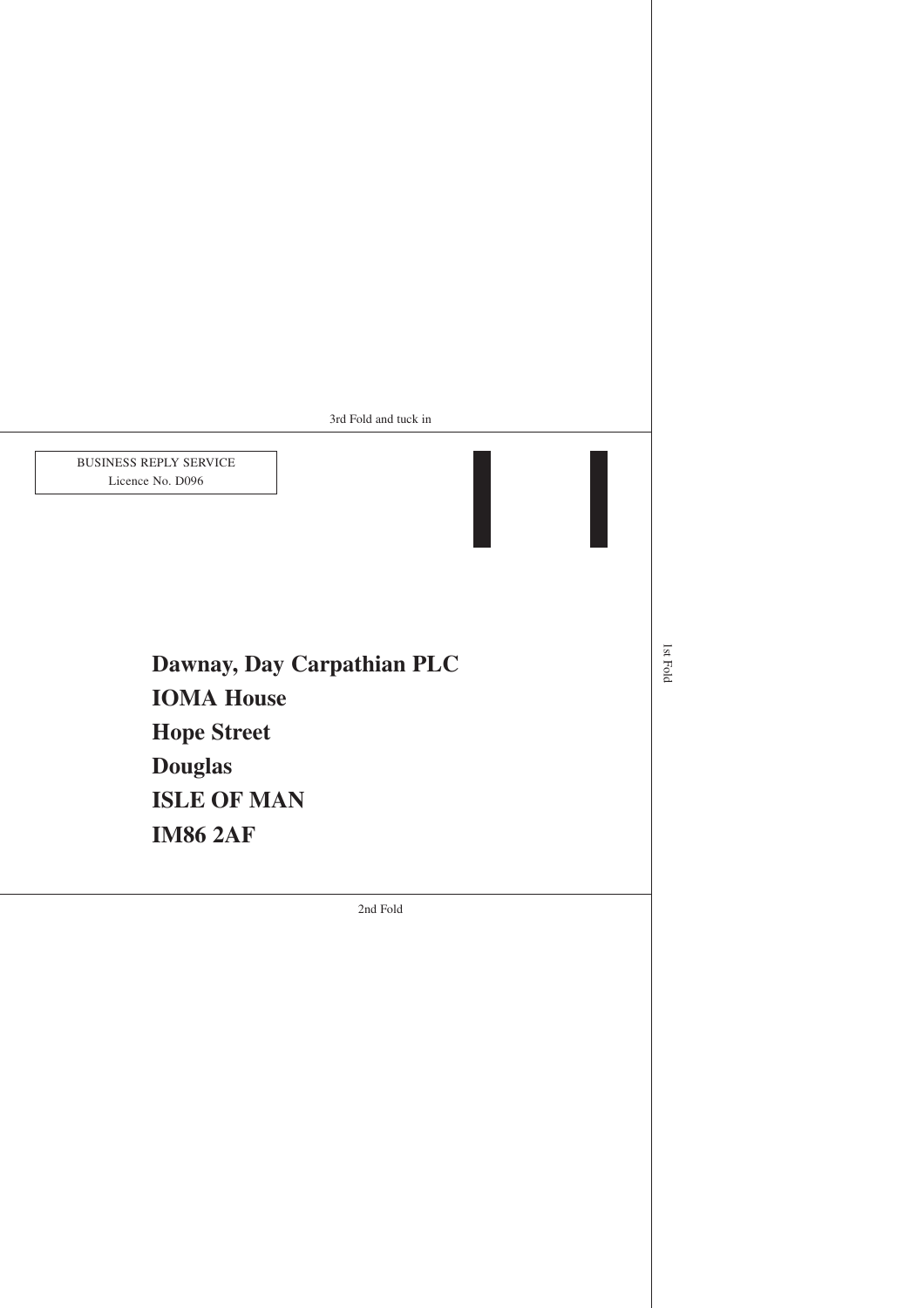3rd Fold and tuck in

BUSINESS REPLY SERVICE
Licence No. D096

**Dawnay, Day Carpathian PLC**
**IOMA House**
**Hope Street**
**Douglas**
**ISLE OF MAN**
**IM86 2AF**

1st Fold

2nd Fold